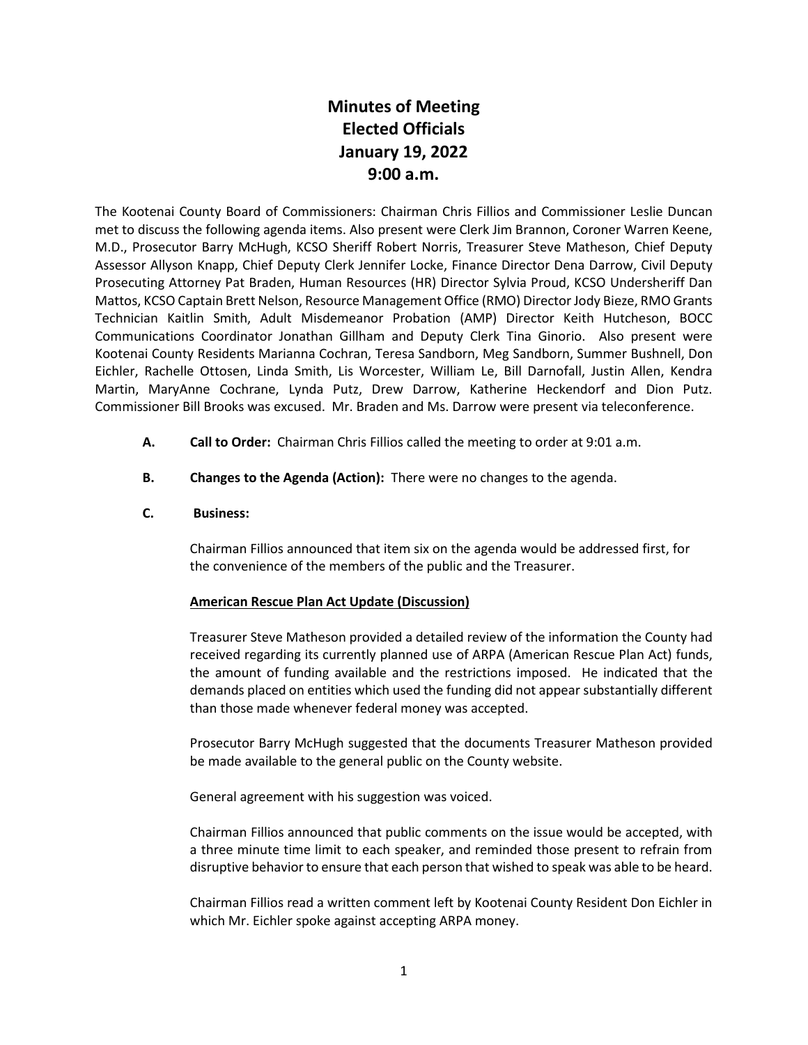# Minutes of Meeting
# Elected Officials
# January 19, 2022
# 9:00 a.m.

The Kootenai County Board of Commissioners: Chairman Chris Fillios and Commissioner Leslie Duncan met to discuss the following agenda items. Also present were Clerk Jim Brannon, Coroner Warren Keene, M.D., Prosecutor Barry McHugh, KCSO Sheriff Robert Norris, Treasurer Steve Matheson, Chief Deputy Assessor Allyson Knapp, Chief Deputy Clerk Jennifer Locke, Finance Director Dena Darrow, Civil Deputy Prosecuting Attorney Pat Braden, Human Resources (HR) Director Sylvia Proud, KCSO Undersheriff Dan Mattos, KCSO Captain Brett Nelson, Resource Management Office (RMO) Director Jody Bieze, RMO Grants Technician Kaitlin Smith, Adult Misdemeanor Probation (AMP) Director Keith Hutcheson, BOCC Communications Coordinator Jonathan Gillham and Deputy Clerk Tina Ginorio. Also present were Kootenai County Residents Marianna Cochran, Teresa Sandborn, Meg Sandborn, Summer Bushnell, Don Eichler, Rachelle Ottosen, Linda Smith, Lis Worcester, William Le, Bill Darnofall, Justin Allen, Kendra Martin, MaryAnne Cochrane, Lynda Putz, Drew Darrow, Katherine Heckendorf and Dion Putz. Commissioner Bill Brooks was excused. Mr. Braden and Ms. Darrow were present via teleconference.

**A. Call to Order:** Chairman Chris Fillios called the meeting to order at 9:01 a.m.

**B. Changes to the Agenda (Action):** There were no changes to the agenda.

**C. Business:**

Chairman Fillios announced that item six on the agenda would be addressed first, for the convenience of the members of the public and the Treasurer.

**American Rescue Plan Act Update (Discussion)**

Treasurer Steve Matheson provided a detailed review of the information the County had received regarding its currently planned use of ARPA (American Rescue Plan Act) funds, the amount of funding available and the restrictions imposed. He indicated that the demands placed on entities which used the funding did not appear substantially different than those made whenever federal money was accepted.

Prosecutor Barry McHugh suggested that the documents Treasurer Matheson provided be made available to the general public on the County website.

General agreement with his suggestion was voiced.

Chairman Fillios announced that public comments on the issue would be accepted, with a three minute time limit to each speaker, and reminded those present to refrain from disruptive behavior to ensure that each person that wished to speak was able to be heard.

Chairman Fillios read a written comment left by Kootenai County Resident Don Eichler in which Mr. Eichler spoke against accepting ARPA money.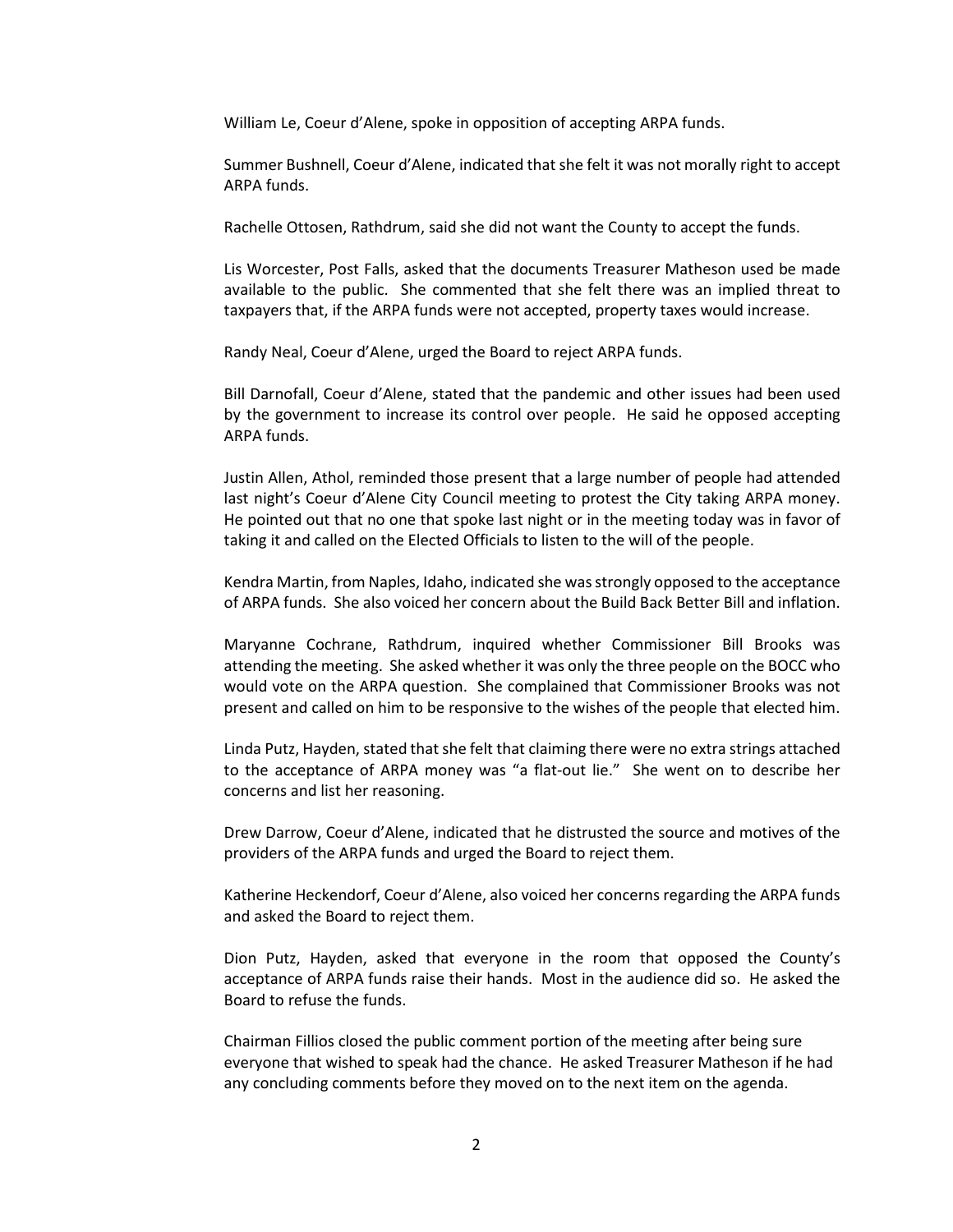William Le, Coeur d'Alene, spoke in opposition of accepting ARPA funds.

Summer Bushnell, Coeur d'Alene, indicated that she felt it was not morally right to accept ARPA funds.

Rachelle Ottosen, Rathdrum, said she did not want the County to accept the funds.

Lis Worcester, Post Falls, asked that the documents Treasurer Matheson used be made available to the public. She commented that she felt there was an implied threat to taxpayers that, if the ARPA funds were not accepted, property taxes would increase.

Randy Neal, Coeur d'Alene, urged the Board to reject ARPA funds.

Bill Darnofall, Coeur d'Alene, stated that the pandemic and other issues had been used by the government to increase its control over people. He said he opposed accepting ARPA funds.

Justin Allen, Athol, reminded those present that a large number of people had attended last night's Coeur d'Alene City Council meeting to protest the City taking ARPA money. He pointed out that no one that spoke last night or in the meeting today was in favor of taking it and called on the Elected Officials to listen to the will of the people.

Kendra Martin, from Naples, Idaho, indicated she was strongly opposed to the acceptance of ARPA funds. She also voiced her concern about the Build Back Better Bill and inflation.

Maryanne Cochrane, Rathdrum, inquired whether Commissioner Bill Brooks was attending the meeting. She asked whether it was only the three people on the BOCC who would vote on the ARPA question. She complained that Commissioner Brooks was not present and called on him to be responsive to the wishes of the people that elected him.

Linda Putz, Hayden, stated that she felt that claiming there were no extra strings attached to the acceptance of ARPA money was "a flat-out lie." She went on to describe her concerns and list her reasoning.

Drew Darrow, Coeur d'Alene, indicated that he distrusted the source and motives of the providers of the ARPA funds and urged the Board to reject them.

Katherine Heckendorf, Coeur d'Alene, also voiced her concerns regarding the ARPA funds and asked the Board to reject them.

Dion Putz, Hayden, asked that everyone in the room that opposed the County's acceptance of ARPA funds raise their hands. Most in the audience did so. He asked the Board to refuse the funds.

Chairman Fillios closed the public comment portion of the meeting after being sure everyone that wished to speak had the chance. He asked Treasurer Matheson if he had any concluding comments before they moved on to the next item on the agenda.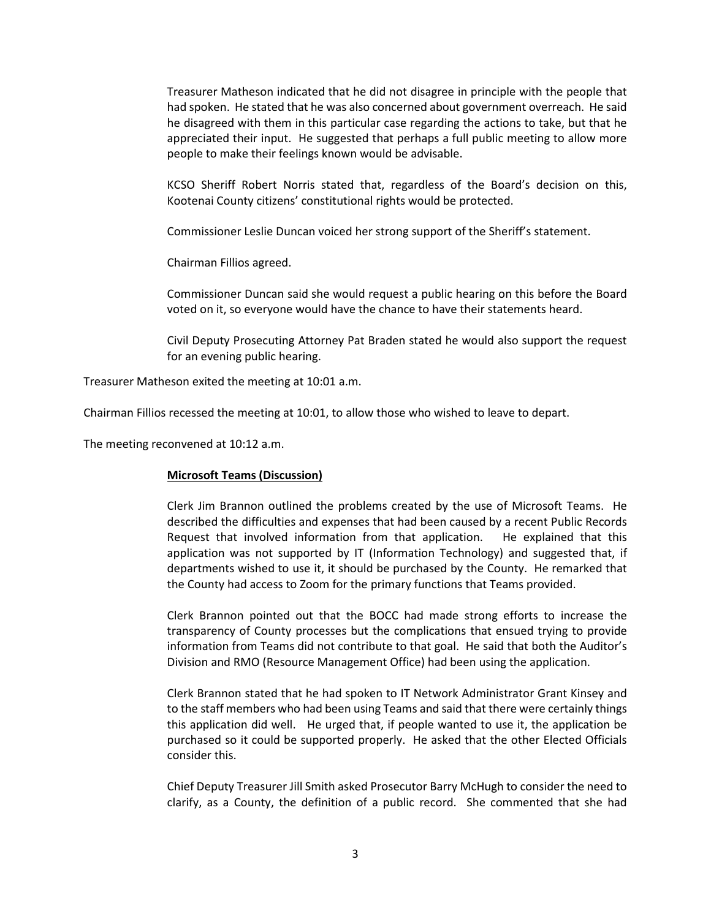Treasurer Matheson indicated that he did not disagree in principle with the people that had spoken. He stated that he was also concerned about government overreach. He said he disagreed with them in this particular case regarding the actions to take, but that he appreciated their input. He suggested that perhaps a full public meeting to allow more people to make their feelings known would be advisable.

KCSO Sheriff Robert Norris stated that, regardless of the Board's decision on this, Kootenai County citizens' constitutional rights would be protected.

Commissioner Leslie Duncan voiced her strong support of the Sheriff's statement.

Chairman Fillios agreed.

Commissioner Duncan said she would request a public hearing on this before the Board voted on it, so everyone would have the chance to have their statements heard.

Civil Deputy Prosecuting Attorney Pat Braden stated he would also support the request for an evening public hearing.

Treasurer Matheson exited the meeting at 10:01 a.m.

Chairman Fillios recessed the meeting at 10:01, to allow those who wished to leave to depart.

The meeting reconvened at 10:12 a.m.

**Microsoft Teams (Discussion)**

Clerk Jim Brannon outlined the problems created by the use of Microsoft Teams. He described the difficulties and expenses that had been caused by a recent Public Records Request that involved information from that application. He explained that this application was not supported by IT (Information Technology) and suggested that, if departments wished to use it, it should be purchased by the County. He remarked that the County had access to Zoom for the primary functions that Teams provided.

Clerk Brannon pointed out that the BOCC had made strong efforts to increase the transparency of County processes but the complications that ensued trying to provide information from Teams did not contribute to that goal. He said that both the Auditor's Division and RMO (Resource Management Office) had been using the application.

Clerk Brannon stated that he had spoken to IT Network Administrator Grant Kinsey and to the staff members who had been using Teams and said that there were certainly things this application did well. He urged that, if people wanted to use it, the application be purchased so it could be supported properly. He asked that the other Elected Officials consider this.

Chief Deputy Treasurer Jill Smith asked Prosecutor Barry McHugh to consider the need to clarify, as a County, the definition of a public record. She commented that she had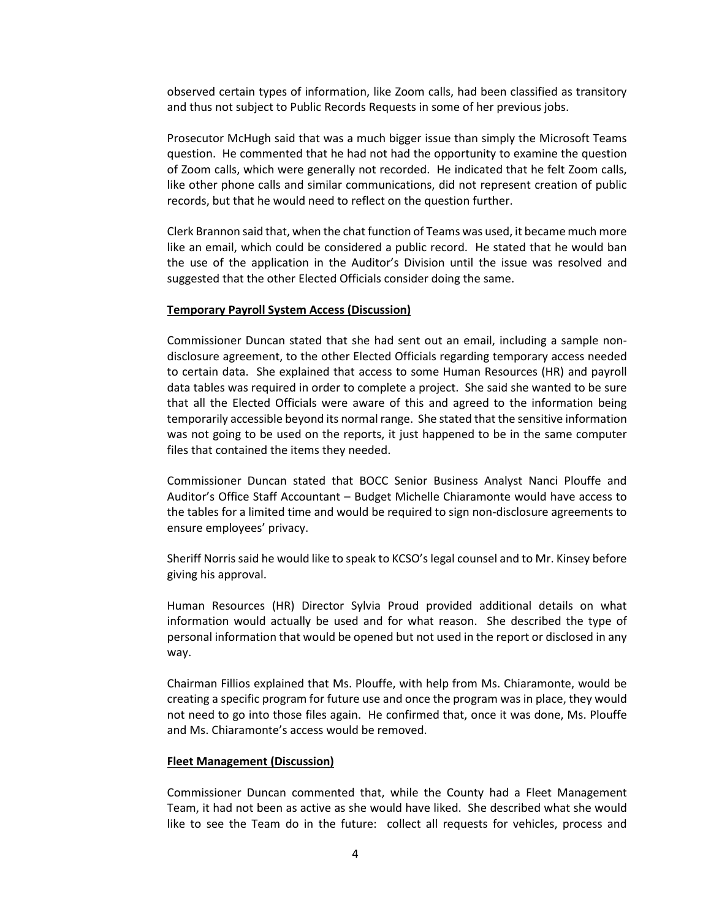observed certain types of information, like Zoom calls, had been classified as transitory and thus not subject to Public Records Requests in some of her previous jobs.

Prosecutor McHugh said that was a much bigger issue than simply the Microsoft Teams question. He commented that he had not had the opportunity to examine the question of Zoom calls, which were generally not recorded. He indicated that he felt Zoom calls, like other phone calls and similar communications, did not represent creation of public records, but that he would need to reflect on the question further.

Clerk Brannon said that, when the chat function of Teams was used, it became much more like an email, which could be considered a public record. He stated that he would ban the use of the application in the Auditor's Division until the issue was resolved and suggested that the other Elected Officials consider doing the same.

**Temporary Payroll System Access (Discussion)**

Commissioner Duncan stated that she had sent out an email, including a sample non-disclosure agreement, to the other Elected Officials regarding temporary access needed to certain data. She explained that access to some Human Resources (HR) and payroll data tables was required in order to complete a project. She said she wanted to be sure that all the Elected Officials were aware of this and agreed to the information being temporarily accessible beyond its normal range. She stated that the sensitive information was not going to be used on the reports, it just happened to be in the same computer files that contained the items they needed.

Commissioner Duncan stated that BOCC Senior Business Analyst Nanci Plouffe and Auditor's Office Staff Accountant – Budget Michelle Chiaramonte would have access to the tables for a limited time and would be required to sign non-disclosure agreements to ensure employees' privacy.

Sheriff Norris said he would like to speak to KCSO's legal counsel and to Mr. Kinsey before giving his approval.

Human Resources (HR) Director Sylvia Proud provided additional details on what information would actually be used and for what reason. She described the type of personal information that would be opened but not used in the report or disclosed in any way.

Chairman Fillios explained that Ms. Plouffe, with help from Ms. Chiaramonte, would be creating a specific program for future use and once the program was in place, they would not need to go into those files again. He confirmed that, once it was done, Ms. Plouffe and Ms. Chiaramonte's access would be removed.

**Fleet Management (Discussion)**

Commissioner Duncan commented that, while the County had a Fleet Management Team, it had not been as active as she would have liked. She described what she would like to see the Team do in the future: collect all requests for vehicles, process and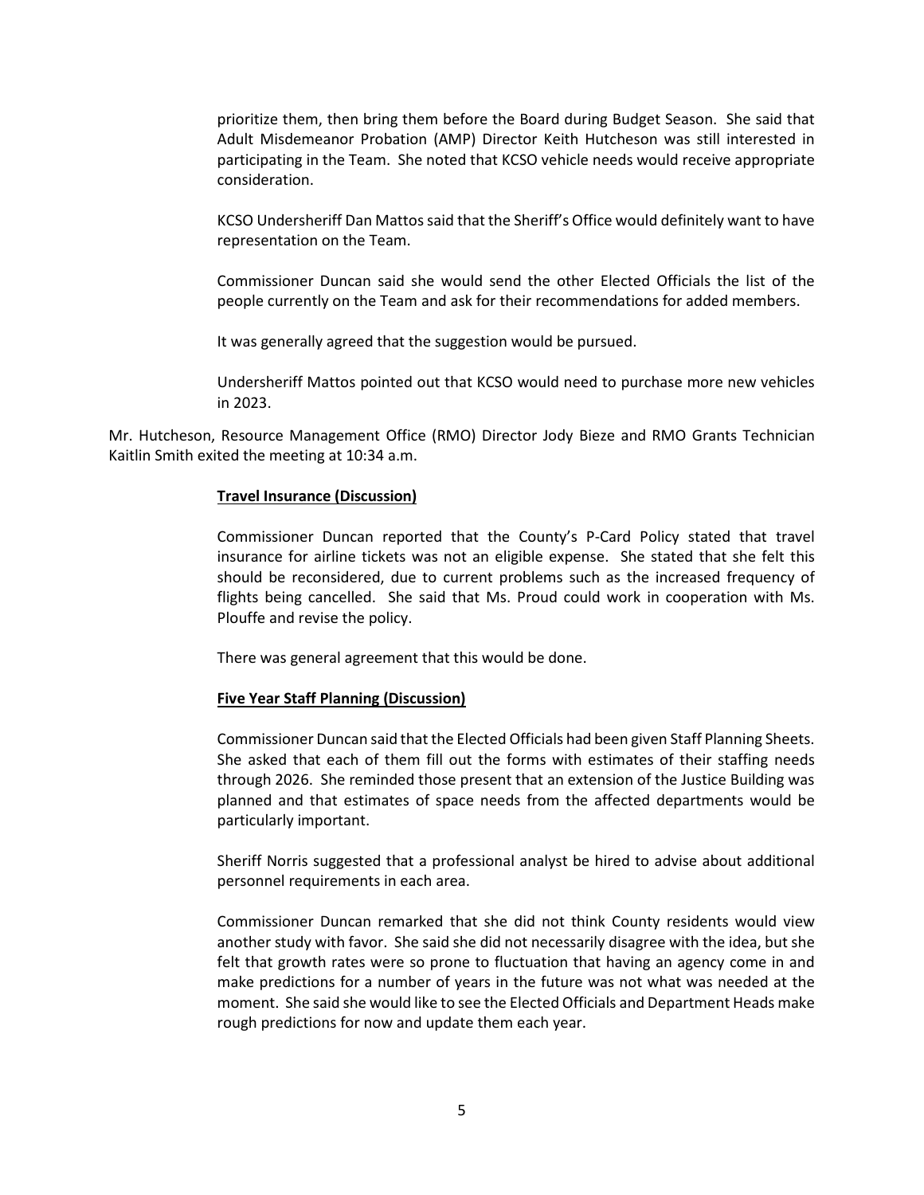prioritize them, then bring them before the Board during Budget Season. She said that Adult Misdemeanor Probation (AMP) Director Keith Hutcheson was still interested in participating in the Team. She noted that KCSO vehicle needs would receive appropriate consideration.

KCSO Undersheriff Dan Mattos said that the Sheriff's Office would definitely want to have representation on the Team.

Commissioner Duncan said she would send the other Elected Officials the list of the people currently on the Team and ask for their recommendations for added members.

It was generally agreed that the suggestion would be pursued.

Undersheriff Mattos pointed out that KCSO would need to purchase more new vehicles in 2023.

Mr. Hutcheson, Resource Management Office (RMO) Director Jody Bieze and RMO Grants Technician Kaitlin Smith exited the meeting at 10:34 a.m.

**Travel Insurance (Discussion)**

Commissioner Duncan reported that the County's P-Card Policy stated that travel insurance for airline tickets was not an eligible expense. She stated that she felt this should be reconsidered, due to current problems such as the increased frequency of flights being cancelled. She said that Ms. Proud could work in cooperation with Ms. Plouffe and revise the policy.

There was general agreement that this would be done.

**Five Year Staff Planning (Discussion)**

Commissioner Duncan said that the Elected Officials had been given Staff Planning Sheets. She asked that each of them fill out the forms with estimates of their staffing needs through 2026. She reminded those present that an extension of the Justice Building was planned and that estimates of space needs from the affected departments would be particularly important.

Sheriff Norris suggested that a professional analyst be hired to advise about additional personnel requirements in each area.

Commissioner Duncan remarked that she did not think County residents would view another study with favor. She said she did not necessarily disagree with the idea, but she felt that growth rates were so prone to fluctuation that having an agency come in and make predictions for a number of years in the future was not what was needed at the moment. She said she would like to see the Elected Officials and Department Heads make rough predictions for now and update them each year.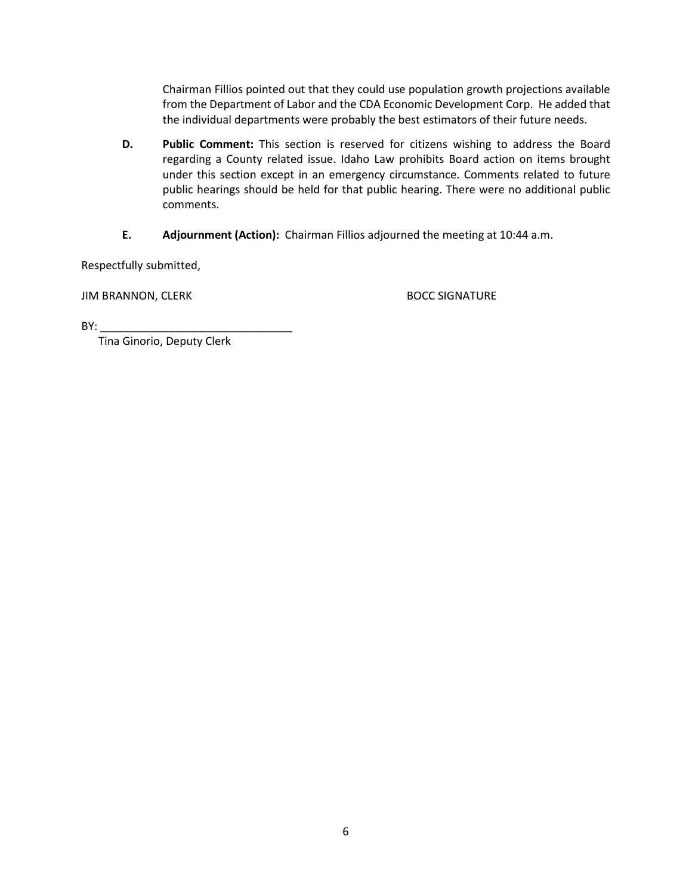Chairman Fillios pointed out that they could use population growth projections available from the Department of Labor and the CDA Economic Development Corp. He added that the individual departments were probably the best estimators of their future needs.

**D. Public Comment:** This section is reserved for citizens wishing to address the Board regarding a County related issue. Idaho Law prohibits Board action on items brought under this section except in an emergency circumstance. Comments related to future public hearings should be held for that public hearing. There were no additional public comments.

**E. Adjournment (Action):** Chairman Fillios adjourned the meeting at 10:44 a.m.

Respectfully submitted,

JIM BRANNON, CLERK BOCC SIGNATURE

BY: \_\_\_\_\_\_\_\_\_\_\_\_\_\_\_\_\_\_\_\_\_\_\_\_\_\_\_\_\_\_

Tina Ginorio, Deputy Clerk